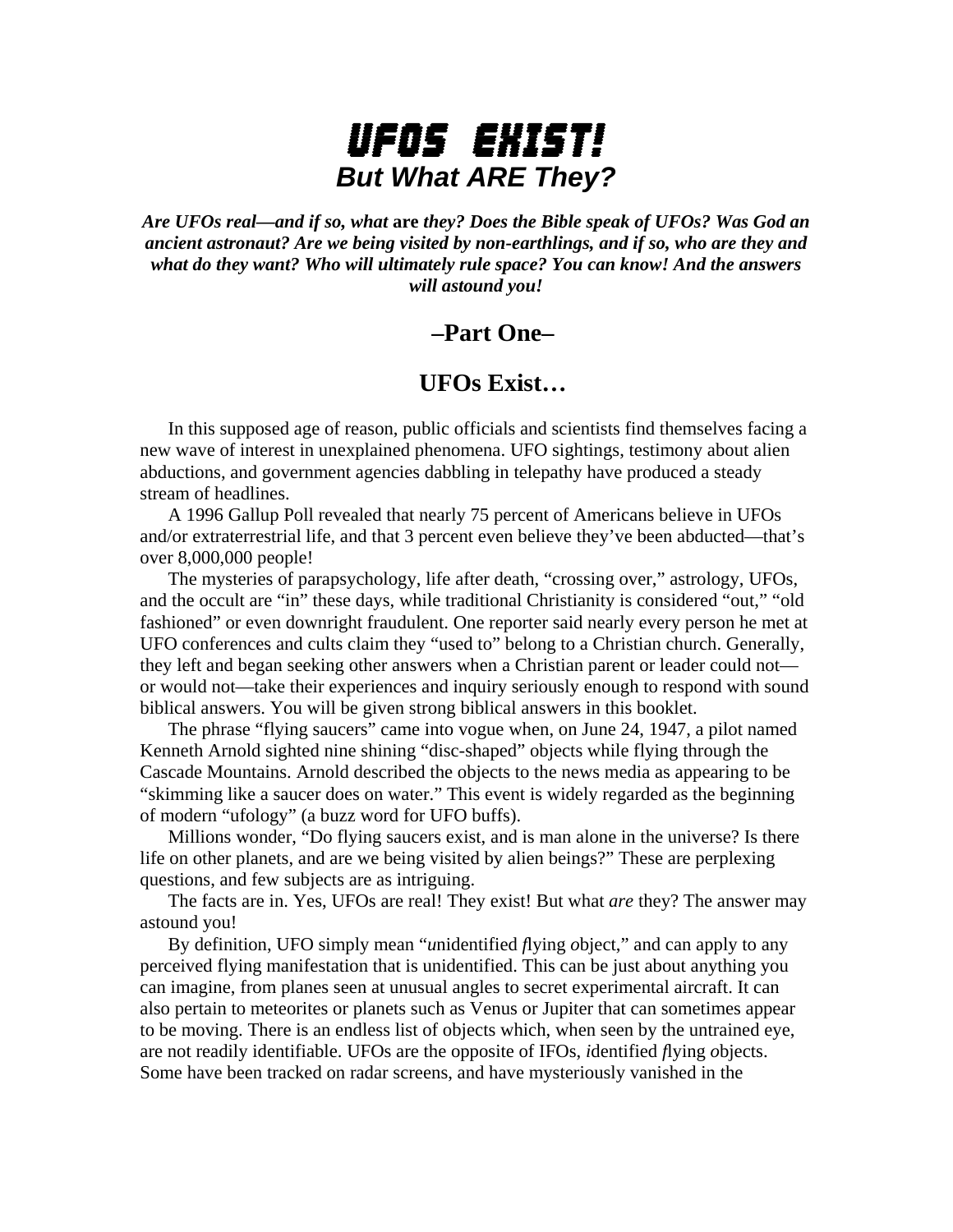# UFOS EXIST!

## *But What ARE They?*

***Are UFOs real—and if so, what* are *they? Does the Bible speak of UFOs? Was God an ancient astronaut? Are we being visited by non-earthlings, and if so, who are they and what do they want? Who will ultimately rule space? You can know! And the answers will astound you!***

## –Part One–

## UFOs Exist…

In this supposed age of reason, public officials and scientists find themselves facing a new wave of interest in unexplained phenomena. UFO sightings, testimony about alien abductions, and government agencies dabbling in telepathy have produced a steady stream of headlines.

A 1996 Gallup Poll revealed that nearly 75 percent of Americans believe in UFOs and/or extraterrestrial life, and that 3 percent even believe they've been abducted—that's over 8,000,000 people!

The mysteries of parapsychology, life after death, "crossing over," astrology, UFOs, and the occult are "in" these days, while traditional Christianity is considered "out," "old fashioned" or even downright fraudulent. One reporter said nearly every person he met at UFO conferences and cults claim they "used to" belong to a Christian church. Generally, they left and began seeking other answers when a Christian parent or leader could not—or would not—take their experiences and inquiry seriously enough to respond with sound biblical answers. You will be given strong biblical answers in this booklet.

The phrase "flying saucers" came into vogue when, on June 24, 1947, a pilot named Kenneth Arnold sighted nine shining "disc-shaped" objects while flying through the Cascade Mountains. Arnold described the objects to the news media as appearing to be "skimming like a saucer does on water." This event is widely regarded as the beginning of modern "ufology" (a buzz word for UFO buffs).

Millions wonder, "Do flying saucers exist, and is man alone in the universe? Is there life on other planets, and are we being visited by alien beings?" These are perplexing questions, and few subjects are as intriguing.

The facts are in. Yes, UFOs are real! They exist! But what *are* they? The answer may astound you!

By definition, UFO simply mean "*u*nidentified *f*lying *o*bject," and can apply to any perceived flying manifestation that is unidentified. This can be just about anything you can imagine, from planes seen at unusual angles to secret experimental aircraft. It can also pertain to meteorites or planets such as Venus or Jupiter that can sometimes appear to be moving. There is an endless list of objects which, when seen by the untrained eye, are not readily identifiable. UFOs are the opposite of IFOs, *i*dentified *f*lying *o*bjects. Some have been tracked on radar screens, and have mysteriously vanished in the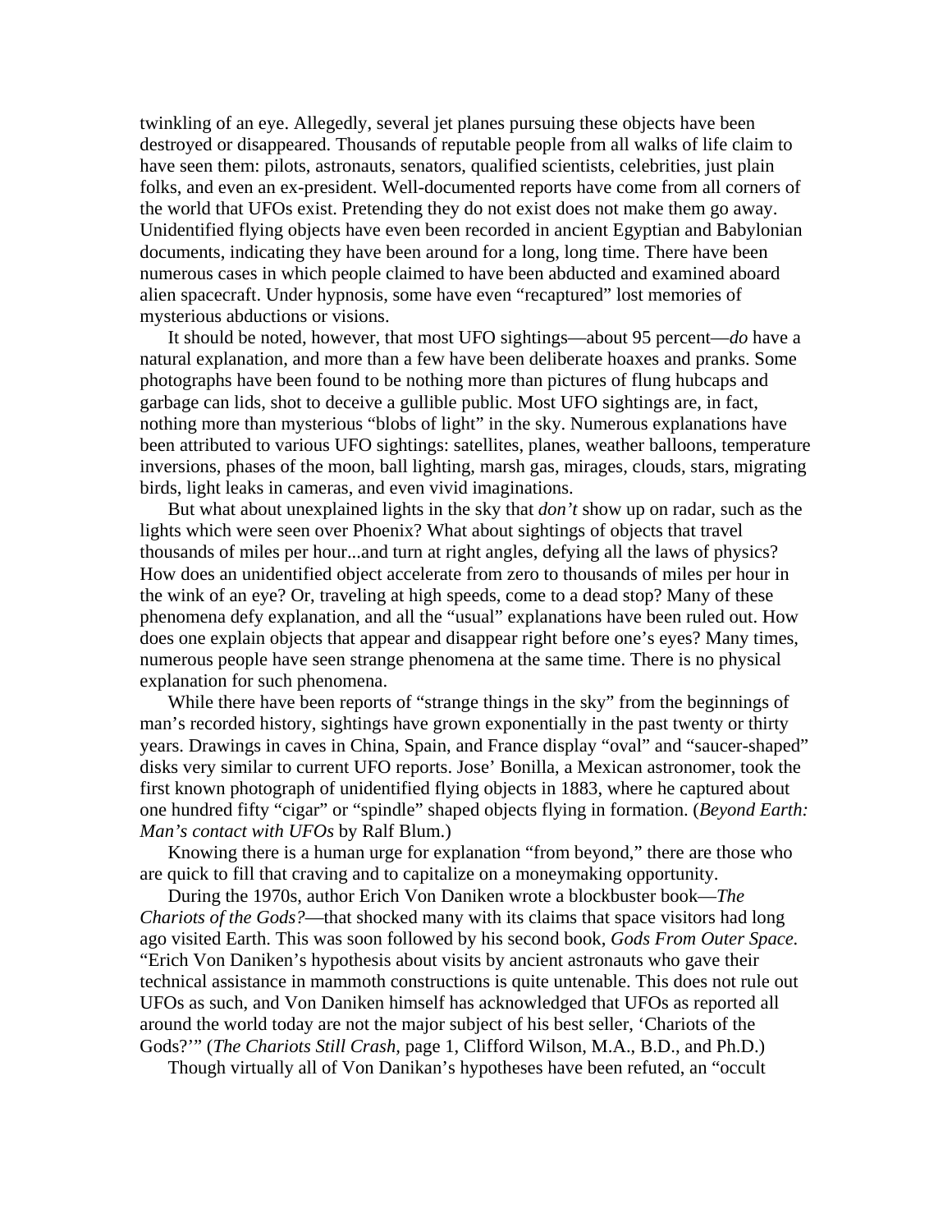twinkling of an eye. Allegedly, several jet planes pursuing these objects have been destroyed or disappeared. Thousands of reputable people from all walks of life claim to have seen them: pilots, astronauts, senators, qualified scientists, celebrities, just plain folks, and even an ex-president. Well-documented reports have come from all corners of the world that UFOs exist. Pretending they do not exist does not make them go away. Unidentified flying objects have even been recorded in ancient Egyptian and Babylonian documents, indicating they have been around for a long, long time. There have been numerous cases in which people claimed to have been abducted and examined aboard alien spacecraft. Under hypnosis, some have even "recaptured" lost memories of mysterious abductions or visions.

It should be noted, however, that most UFO sightings—about 95 percent—*do* have a natural explanation, and more than a few have been deliberate hoaxes and pranks. Some photographs have been found to be nothing more than pictures of flung hubcaps and garbage can lids, shot to deceive a gullible public. Most UFO sightings are, in fact, nothing more than mysterious "blobs of light" in the sky. Numerous explanations have been attributed to various UFO sightings: satellites, planes, weather balloons, temperature inversions, phases of the moon, ball lighting, marsh gas, mirages, clouds, stars, migrating birds, light leaks in cameras, and even vivid imaginations.

But what about unexplained lights in the sky that *don't* show up on radar, such as the lights which were seen over Phoenix? What about sightings of objects that travel thousands of miles per hour...and turn at right angles, defying all the laws of physics? How does an unidentified object accelerate from zero to thousands of miles per hour in the wink of an eye? Or, traveling at high speeds, come to a dead stop? Many of these phenomena defy explanation, and all the "usual" explanations have been ruled out. How does one explain objects that appear and disappear right before one's eyes? Many times, numerous people have seen strange phenomena at the same time. There is no physical explanation for such phenomena.

While there have been reports of "strange things in the sky" from the beginnings of man's recorded history, sightings have grown exponentially in the past twenty or thirty years. Drawings in caves in China, Spain, and France display "oval" and "saucer-shaped" disks very similar to current UFO reports. Jose' Bonilla, a Mexican astronomer, took the first known photograph of unidentified flying objects in 1883, where he captured about one hundred fifty "cigar" or "spindle" shaped objects flying in formation. (*Beyond Earth: Man's contact with UFOs* by Ralf Blum.)

Knowing there is a human urge for explanation "from beyond," there are those who are quick to fill that craving and to capitalize on a moneymaking opportunity.

During the 1970s, author Erich Von Daniken wrote a blockbuster book—*The Chariots of the Gods?*—that shocked many with its claims that space visitors had long ago visited Earth. This was soon followed by his second book, *Gods From Outer Space.* "Erich Von Daniken's hypothesis about visits by ancient astronauts who gave their technical assistance in mammoth constructions is quite untenable. This does not rule out UFOs as such, and Von Daniken himself has acknowledged that UFOs as reported all around the world today are not the major subject of his best seller, 'Chariots of the Gods?'" (*The Chariots Still Crash,* page 1, Clifford Wilson, M.A., B.D., and Ph.D.)

Though virtually all of Von Danikan's hypotheses have been refuted, an "occult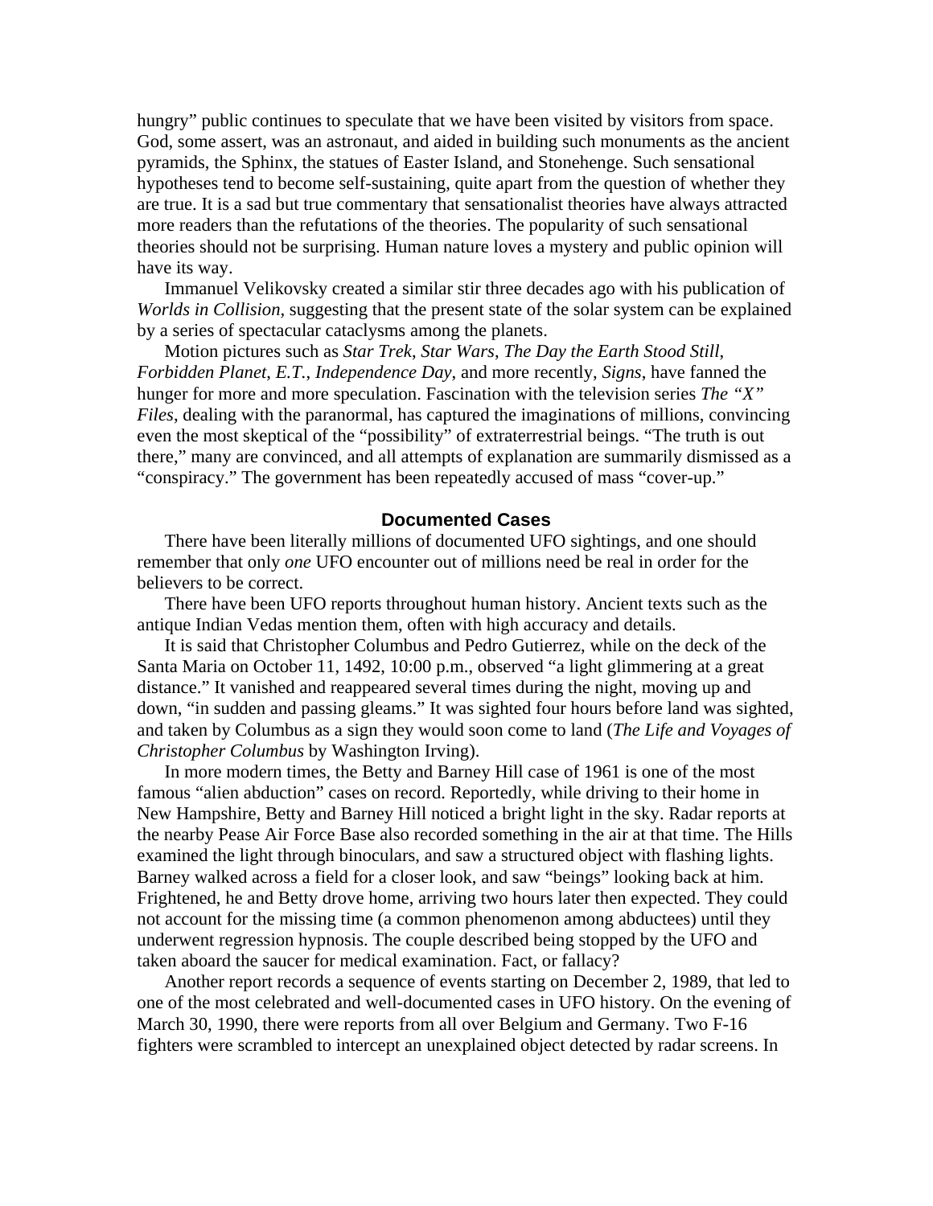hungry" public continues to speculate that we have been visited by visitors from space. God, some assert, was an astronaut, and aided in building such monuments as the ancient pyramids, the Sphinx, the statues of Easter Island, and Stonehenge. Such sensational hypotheses tend to become self-sustaining, quite apart from the question of whether they are true. It is a sad but true commentary that sensationalist theories have always attracted more readers than the refutations of the theories. The popularity of such sensational theories should not be surprising. Human nature loves a mystery and public opinion will have its way.

Immanuel Velikovsky created a similar stir three decades ago with his publication of *Worlds in Collision*, suggesting that the present state of the solar system can be explained by a series of spectacular cataclysms among the planets.

Motion pictures such as *Star Trek*, *Star Wars*, *The Day the Earth Stood Still*, *Forbidden Planet*, *E.T.*, *Independence Day*, and more recently, *Signs*, have fanned the hunger for more and more speculation. Fascination with the television series *The "X" Files*, dealing with the paranormal, has captured the imaginations of millions, convincing even the most skeptical of the "possibility" of extraterrestrial beings. "The truth is out there," many are convinced, and all attempts of explanation are summarily dismissed as a "conspiracy." The government has been repeatedly accused of mass "cover-up."

## Documented Cases

There have been literally millions of documented UFO sightings, and one should remember that only *one* UFO encounter out of millions need be real in order for the believers to be correct.

There have been UFO reports throughout human history. Ancient texts such as the antique Indian Vedas mention them, often with high accuracy and details.

It is said that Christopher Columbus and Pedro Gutierrez, while on the deck of the Santa Maria on October 11, 1492, 10:00 p.m., observed "a light glimmering at a great distance." It vanished and reappeared several times during the night, moving up and down, "in sudden and passing gleams." It was sighted four hours before land was sighted, and taken by Columbus as a sign they would soon come to land (*The Life and Voyages of Christopher Columbus* by Washington Irving).

In more modern times, the Betty and Barney Hill case of 1961 is one of the most famous "alien abduction" cases on record. Reportedly, while driving to their home in New Hampshire, Betty and Barney Hill noticed a bright light in the sky. Radar reports at the nearby Pease Air Force Base also recorded something in the air at that time. The Hills examined the light through binoculars, and saw a structured object with flashing lights. Barney walked across a field for a closer look, and saw "beings" looking back at him. Frightened, he and Betty drove home, arriving two hours later then expected. They could not account for the missing time (a common phenomenon among abductees) until they underwent regression hypnosis. The couple described being stopped by the UFO and taken aboard the saucer for medical examination. Fact, or fallacy?

Another report records a sequence of events starting on December 2, 1989, that led to one of the most celebrated and well-documented cases in UFO history. On the evening of March 30, 1990, there were reports from all over Belgium and Germany. Two F-16 fighters were scrambled to intercept an unexplained object detected by radar screens. In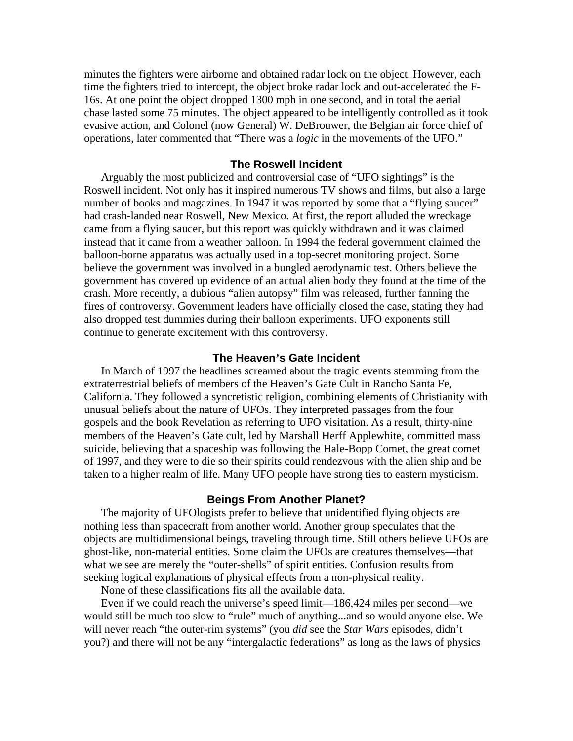minutes the fighters were airborne and obtained radar lock on the object. However, each time the fighters tried to intercept, the object broke radar lock and out-accelerated the F-16s. At one point the object dropped 1300 mph in one second, and in total the aerial chase lasted some 75 minutes. The object appeared to be intelligently controlled as it took evasive action, and Colonel (now General) W. DeBrouwer, the Belgian air force chief of operations, later commented that "There was a *logic* in the movements of the UFO."

### The Roswell Incident

Arguably the most publicized and controversial case of "UFO sightings" is the Roswell incident. Not only has it inspired numerous TV shows and films, but also a large number of books and magazines. In 1947 it was reported by some that a "flying saucer" had crash-landed near Roswell, New Mexico. At first, the report alluded the wreckage came from a flying saucer, but this report was quickly withdrawn and it was claimed instead that it came from a weather balloon. In 1994 the federal government claimed the balloon-borne apparatus was actually used in a top-secret monitoring project. Some believe the government was involved in a bungled aerodynamic test. Others believe the government has covered up evidence of an actual alien body they found at the time of the crash. More recently, a dubious "alien autopsy" film was released, further fanning the fires of controversy. Government leaders have officially closed the case, stating they had also dropped test dummies during their balloon experiments. UFO exponents still continue to generate excitement with this controversy.

### The Heaven's Gate Incident

In March of 1997 the headlines screamed about the tragic events stemming from the extraterrestrial beliefs of members of the Heaven's Gate Cult in Rancho Santa Fe, California. They followed a syncretistic religion, combining elements of Christianity with unusual beliefs about the nature of UFOs. They interpreted passages from the four gospels and the book Revelation as referring to UFO visitation. As a result, thirty-nine members of the Heaven's Gate cult, led by Marshall Herff Applewhite, committed mass suicide, believing that a spaceship was following the Hale-Bopp Comet, the great comet of 1997, and they were to die so their spirits could rendezvous with the alien ship and be taken to a higher realm of life. Many UFO people have strong ties to eastern mysticism.

### Beings From Another Planet?

The majority of UFOlogists prefer to believe that unidentified flying objects are nothing less than spacecraft from another world. Another group speculates that the objects are multidimensional beings, traveling through time. Still others believe UFOs are ghost-like, non-material entities. Some claim the UFOs are creatures themselves—that what we see are merely the "outer-shells" of spirit entities. Confusion results from seeking logical explanations of physical effects from a non-physical reality.

None of these classifications fits all the available data.

Even if we could reach the universe's speed limit—186,424 miles per second—we would still be much too slow to "rule" much of anything...and so would anyone else. We will never reach "the outer-rim systems" (you *did* see the *Star Wars* episodes, didn't you?) and there will not be any "intergalactic federations" as long as the laws of physics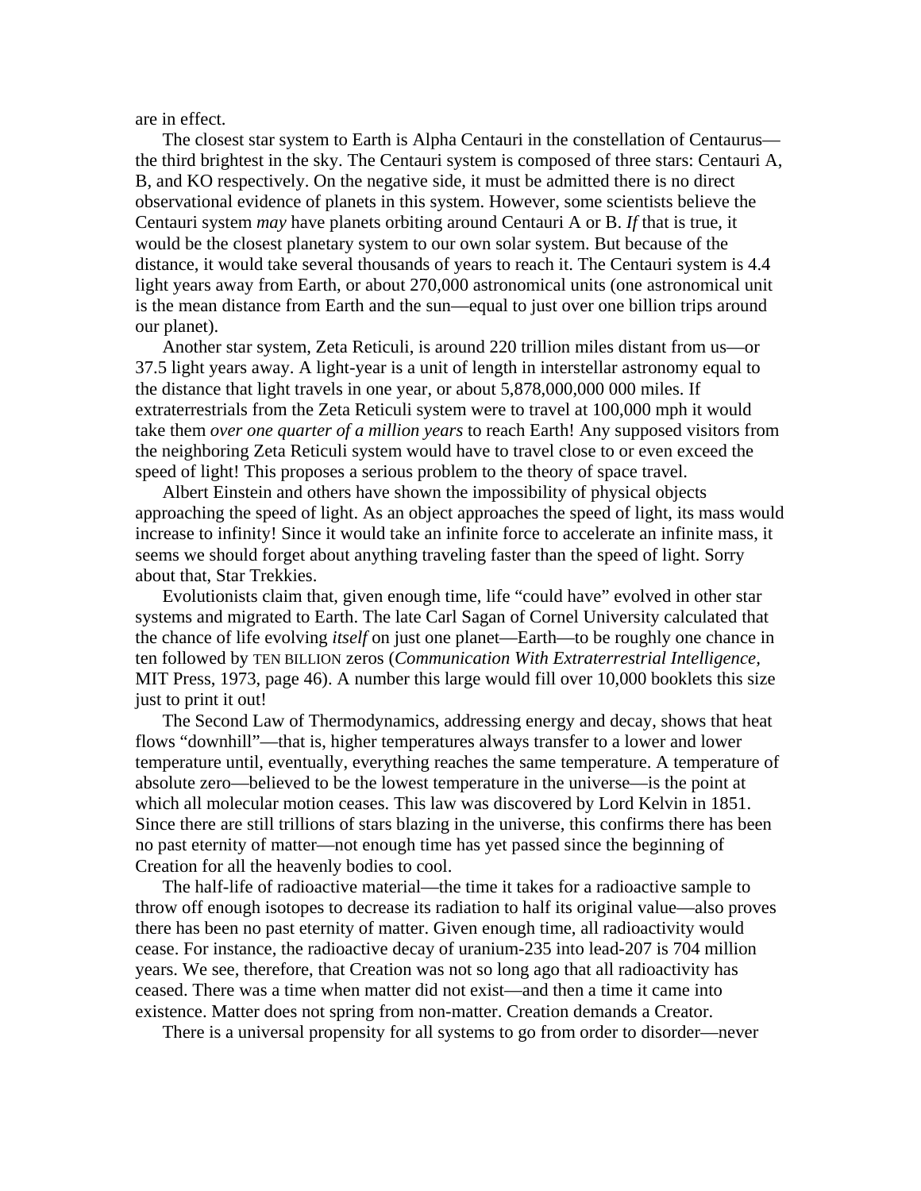are in effect.

The closest star system to Earth is Alpha Centauri in the constellation of Centaurus—the third brightest in the sky. The Centauri system is composed of three stars: Centauri A, B, and KO respectively. On the negative side, it must be admitted there is no direct observational evidence of planets in this system. However, some scientists believe the Centauri system *may* have planets orbiting around Centauri A or B. *If* that is true, it would be the closest planetary system to our own solar system. But because of the distance, it would take several thousands of years to reach it. The Centauri system is 4.4 light years away from Earth, or about 270,000 astronomical units (one astronomical unit is the mean distance from Earth and the sun—equal to just over one billion trips around our planet).

Another star system, Zeta Reticuli, is around 220 trillion miles distant from us—or 37.5 light years away. A light-year is a unit of length in interstellar astronomy equal to the distance that light travels in one year, or about 5,878,000,000 000 miles. If extraterrestrials from the Zeta Reticuli system were to travel at 100,000 mph it would take them *over one quarter of a million years* to reach Earth! Any supposed visitors from the neighboring Zeta Reticuli system would have to travel close to or even exceed the speed of light! This proposes a serious problem to the theory of space travel.

Albert Einstein and others have shown the impossibility of physical objects approaching the speed of light. As an object approaches the speed of light, its mass would increase to infinity! Since it would take an infinite force to accelerate an infinite mass, it seems we should forget about anything traveling faster than the speed of light. Sorry about that, Star Trekkies.

Evolutionists claim that, given enough time, life "could have" evolved in other star systems and migrated to Earth. The late Carl Sagan of Cornel University calculated that the chance of life evolving *itself* on just one planet—Earth—to be roughly one chance in ten followed by TEN BILLION zeros (*Communication With Extraterrestrial Intelligence*, MIT Press, 1973, page 46). A number this large would fill over 10,000 booklets this size just to print it out!

The Second Law of Thermodynamics, addressing energy and decay, shows that heat flows "downhill"—that is, higher temperatures always transfer to a lower and lower temperature until, eventually, everything reaches the same temperature. A temperature of absolute zero—believed to be the lowest temperature in the universe—is the point at which all molecular motion ceases. This law was discovered by Lord Kelvin in 1851. Since there are still trillions of stars blazing in the universe, this confirms there has been no past eternity of matter—not enough time has yet passed since the beginning of Creation for all the heavenly bodies to cool.

The half-life of radioactive material—the time it takes for a radioactive sample to throw off enough isotopes to decrease its radiation to half its original value—also proves there has been no past eternity of matter. Given enough time, all radioactivity would cease. For instance, the radioactive decay of uranium-235 into lead-207 is 704 million years. We see, therefore, that Creation was not so long ago that all radioactivity has ceased. There was a time when matter did not exist—and then a time it came into existence. Matter does not spring from non-matter. Creation demands a Creator.

There is a universal propensity for all systems to go from order to disorder—never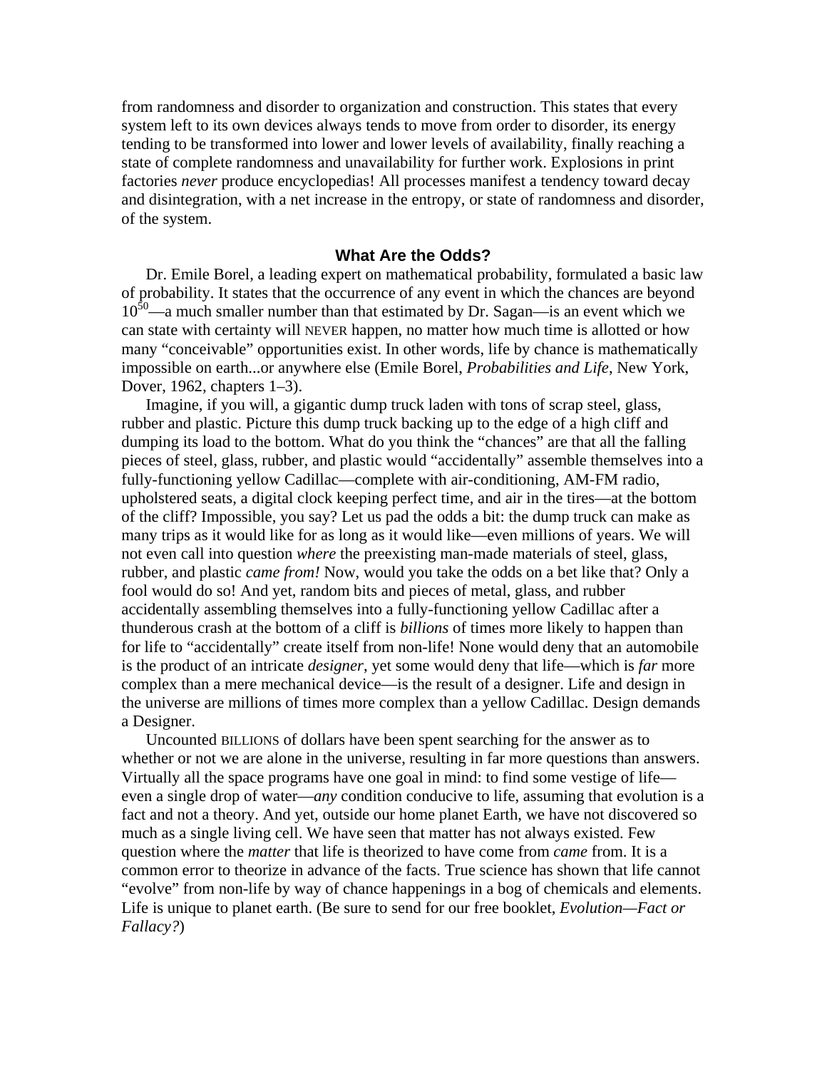from randomness and disorder to organization and construction. This states that every system left to its own devices always tends to move from order to disorder, its energy tending to be transformed into lower and lower levels of availability, finally reaching a state of complete randomness and unavailability for further work. Explosions in print factories *never* produce encyclopedias! All processes manifest a tendency toward decay and disintegration, with a net increase in the entropy, or state of randomness and disorder, of the system.

### What Are the Odds?

Dr. Emile Borel, a leading expert on mathematical probability, formulated a basic law of probability. It states that the occurrence of any event in which the chances are beyond $10^{50}$—a much smaller number than that estimated by Dr. Sagan—is an event which we can state with certainty will NEVER happen, no matter how much time is allotted or how many "conceivable" opportunities exist. In other words, life by chance is mathematically impossible on earth...or anywhere else (Emile Borel, *Probabilities and Life*, New York, Dover, 1962, chapters 1–3).

Imagine, if you will, a gigantic dump truck laden with tons of scrap steel, glass, rubber and plastic. Picture this dump truck backing up to the edge of a high cliff and dumping its load to the bottom. What do you think the "chances" are that all the falling pieces of steel, glass, rubber, and plastic would "accidentally" assemble themselves into a fully-functioning yellow Cadillac—complete with air-conditioning, AM-FM radio, upholstered seats, a digital clock keeping perfect time, and air in the tires—at the bottom of the cliff? Impossible, you say? Let us pad the odds a bit: the dump truck can make as many trips as it would like for as long as it would like—even millions of years. We will not even call into question *where* the preexisting man-made materials of steel, glass, rubber, and plastic *came from!* Now, would you take the odds on a bet like that? Only a fool would do so! And yet, random bits and pieces of metal, glass, and rubber accidentally assembling themselves into a fully-functioning yellow Cadillac after a thunderous crash at the bottom of a cliff is *billions* of times more likely to happen than for life to "accidentally" create itself from non-life! None would deny that an automobile is the product of an intricate *designer*, yet some would deny that life—which is *far* more complex than a mere mechanical device—is the result of a designer. Life and design in the universe are millions of times more complex than a yellow Cadillac. Design demands a Designer.

Uncounted BILLIONS of dollars have been spent searching for the answer as to whether or not we are alone in the universe, resulting in far more questions than answers. Virtually all the space programs have one goal in mind: to find some vestige of life—even a single drop of water—*any* condition conducive to life, assuming that evolution is a fact and not a theory. And yet, outside our home planet Earth, we have not discovered so much as a single living cell. We have seen that matter has not always existed. Few question where the *matter* that life is theorized to have come from *came* from. It is a common error to theorize in advance of the facts. True science has shown that life cannot "evolve" from non-life by way of chance happenings in a bog of chemicals and elements. Life is unique to planet earth. (Be sure to send for our free booklet, *Evolution—Fact or Fallacy?*)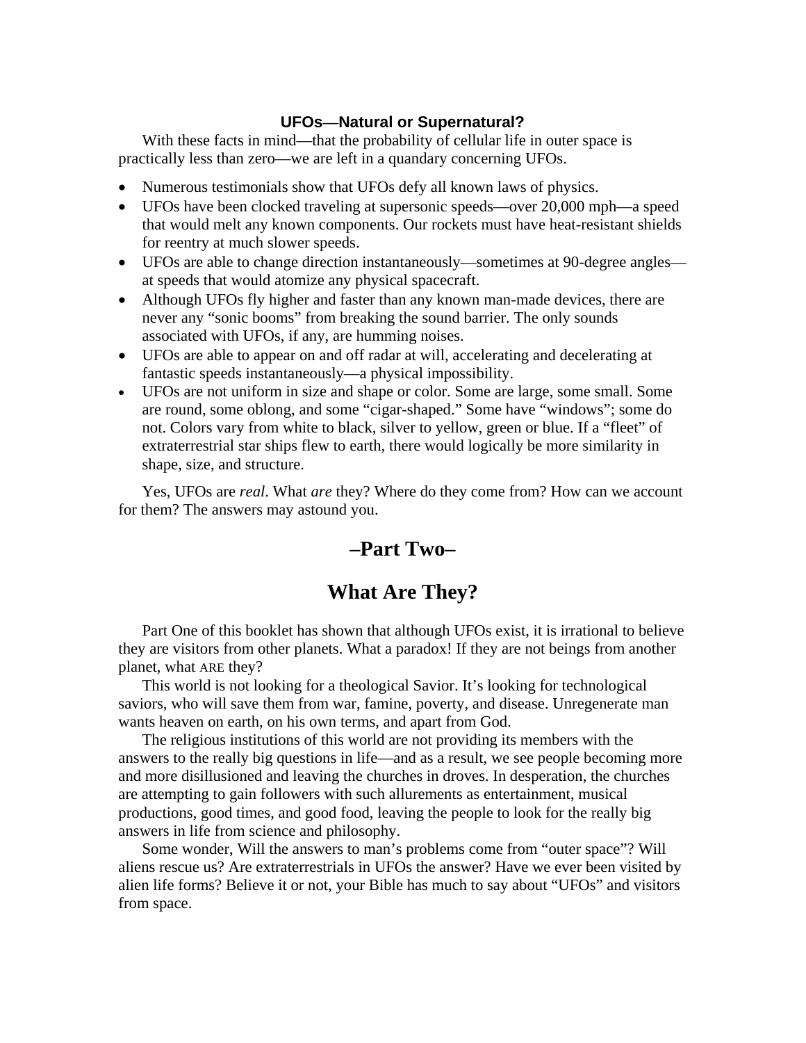### UFOs—Natural or Supernatural?

With these facts in mind—that the probability of cellular life in outer space is practically less than zero—we are left in a quandary concerning UFOs.

- Numerous testimonials show that UFOs defy all known laws of physics.
- UFOs have been clocked traveling at supersonic speeds—over 20,000 mph—a speed that would melt any known components. Our rockets must have heat-resistant shields for reentry at much slower speeds.
- UFOs are able to change direction instantaneously—sometimes at 90-degree angles—at speeds that would atomize any physical spacecraft.
- Although UFOs fly higher and faster than any known man-made devices, there are never any "sonic booms" from breaking the sound barrier. The only sounds associated with UFOs, if any, are humming noises.
- UFOs are able to appear on and off radar at will, accelerating and decelerating at fantastic speeds instantaneously—a physical impossibility.
- UFOs are not uniform in size and shape or color. Some are large, some small. Some are round, some oblong, and some "cigar-shaped." Some have "windows"; some do not. Colors vary from white to black, silver to yellow, green or blue. If a "fleet" of extraterrestrial star ships flew to earth, there would logically be more similarity in shape, size, and structure.

Yes, UFOs are *real*. What *are* they? Where do they come from? How can we account for them? The answers may astound you.

## –Part Two–

## What Are They?

Part One of this booklet has shown that although UFOs exist, it is irrational to believe they are visitors from other planets. What a paradox! If they are not beings from another planet, what ARE they?

This world is not looking for a theological Savior. It's looking for technological saviors, who will save them from war, famine, poverty, and disease. Unregenerate man wants heaven on earth, on his own terms, and apart from God.

The religious institutions of this world are not providing its members with the answers to the really big questions in life—and as a result, we see people becoming more and more disillusioned and leaving the churches in droves. In desperation, the churches are attempting to gain followers with such allurements as entertainment, musical productions, good times, and good food, leaving the people to look for the really big answers in life from science and philosophy.

Some wonder, Will the answers to man's problems come from "outer space"? Will aliens rescue us? Are extraterrestrials in UFOs the answer? Have we ever been visited by alien life forms? Believe it or not, your Bible has much to say about "UFOs" and visitors from space.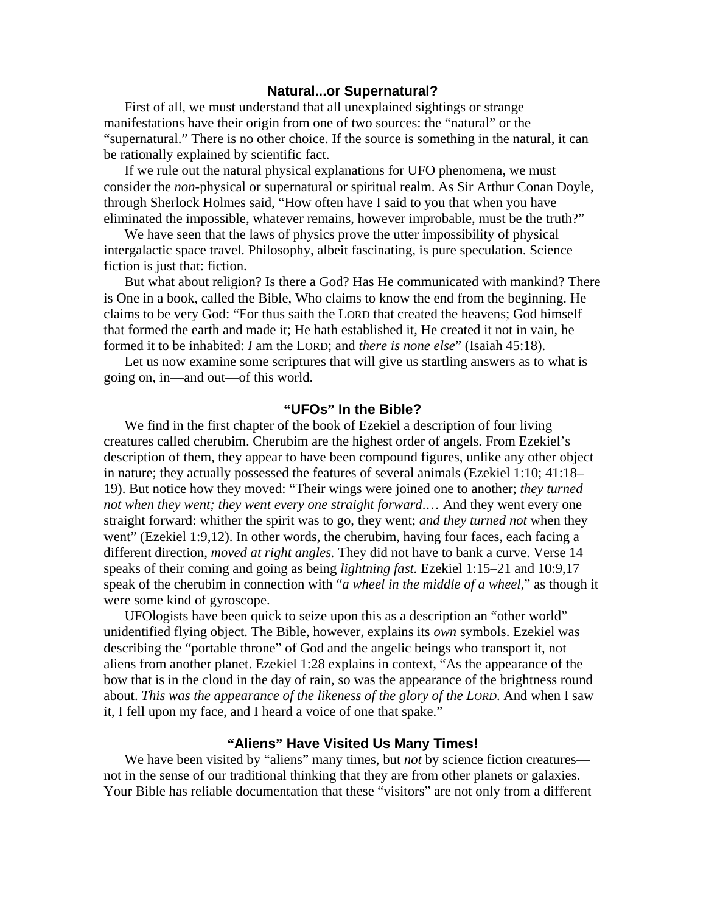## Natural...or Supernatural?

First of all, we must understand that all unexplained sightings or strange manifestations have their origin from one of two sources: the “natural” or the “supernatural.” There is no other choice. If the source is something in the natural, it can be rationally explained by scientific fact.

If we rule out the natural physical explanations for UFO phenomena, we must consider the *non*-physical or supernatural or spiritual realm. As Sir Arthur Conan Doyle, through Sherlock Holmes said, “How often have I said to you that when you have eliminated the impossible, whatever remains, however improbable, must be the truth?”

We have seen that the laws of physics prove the utter impossibility of physical intergalactic space travel. Philosophy, albeit fascinating, is pure speculation. Science fiction is just that: fiction.

But what about religion? Is there a God? Has He communicated with mankind? There is One in a book, called the Bible, Who claims to know the end from the beginning. He claims to be very God: “For thus saith the LORD that created the heavens; God himself that formed the earth and made it; He hath established it, He created it not in vain, he formed it to be inhabited: *I* am the LORD; and *there is none else*” (Isaiah 45:18).

Let us now examine some scriptures that will give us startling answers as to what is going on, in—and out—of this world.

## “UFOs” In the Bible?

We find in the first chapter of the book of Ezekiel a description of four living creatures called cherubim. Cherubim are the highest order of angels. From Ezekiel’s description of them, they appear to have been compound figures, unlike any other object in nature; they actually possessed the features of several animals (Ezekiel 1:10; 41:18–19). But notice how they moved: “Their wings were joined one to another; *they turned not when they went; they went every one straight forward*.… And they went every one straight forward: whither the spirit was to go, they went; *and they turned not* when they went” (Ezekiel 1:9,12). In other words, the cherubim, having four faces, each facing a different direction, *moved at right angles.* They did not have to bank a curve. Verse 14 speaks of their coming and going as being *lightning fast.* Ezekiel 1:15–21 and 10:9,17 speak of the cherubim in connection with “*a wheel in the middle of a wheel*,” as though it were some kind of gyroscope.

UFOlogists have been quick to seize upon this as a description an “other world” unidentified flying object. The Bible, however, explains its *own* symbols. Ezekiel was describing the “portable throne” of God and the angelic beings who transport it, not aliens from another planet. Ezekiel 1:28 explains in context, “As the appearance of the bow that is in the cloud in the day of rain, so was the appearance of the brightness round about. *This was the appearance of the likeness of the glory of the LORD.* And when I saw it, I fell upon my face, and I heard a voice of one that spake.”

## “Aliens” Have Visited Us Many Times!

We have been visited by “aliens” many times, but *not* by science fiction creatures—not in the sense of our traditional thinking that they are from other planets or galaxies. Your Bible has reliable documentation that these “visitors” are not only from a different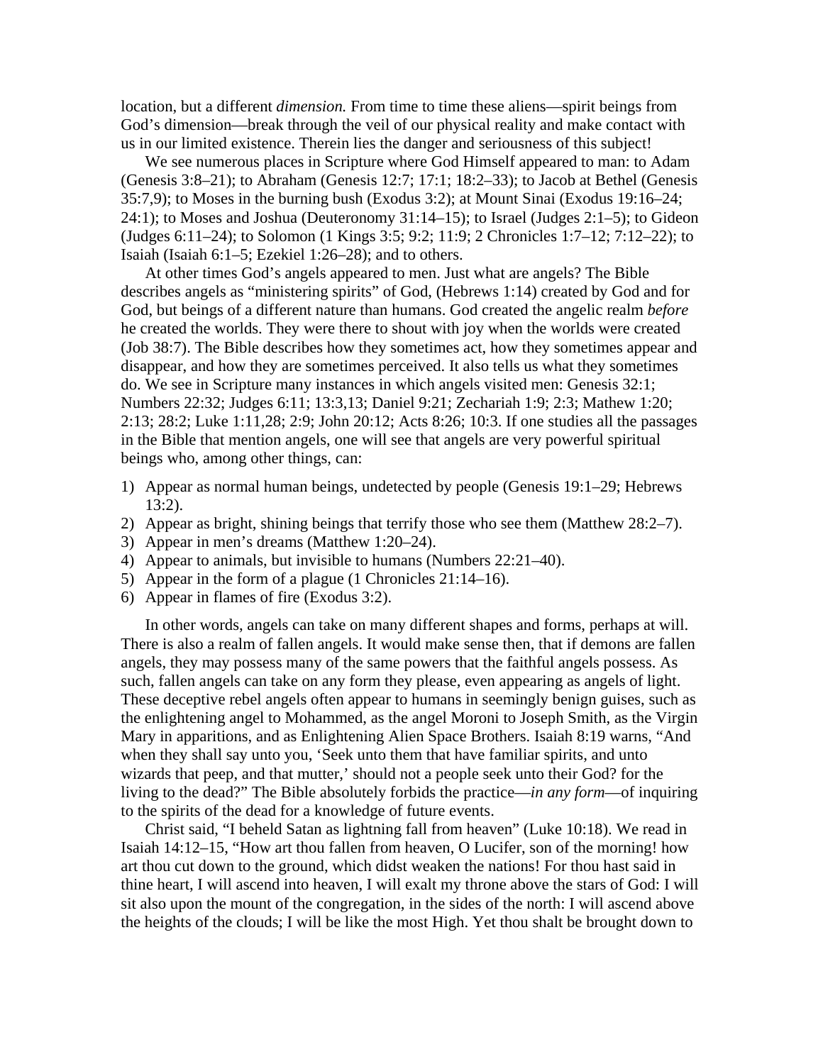location, but a different *dimension.* From time to time these aliens—spirit beings from God's dimension—break through the veil of our physical reality and make contact with us in our limited existence. Therein lies the danger and seriousness of this subject!

We see numerous places in Scripture where God Himself appeared to man: to Adam (Genesis 3:8–21); to Abraham (Genesis 12:7; 17:1; 18:2–33); to Jacob at Bethel (Genesis 35:7,9); to Moses in the burning bush (Exodus 3:2); at Mount Sinai (Exodus 19:16–24; 24:1); to Moses and Joshua (Deuteronomy 31:14–15); to Israel (Judges 2:1–5); to Gideon (Judges 6:11–24); to Solomon (1 Kings 3:5; 9:2; 11:9; 2 Chronicles 1:7–12; 7:12–22); to Isaiah (Isaiah 6:1–5; Ezekiel 1:26–28); and to others.

At other times God's angels appeared to men. Just what are angels? The Bible describes angels as "ministering spirits" of God, (Hebrews 1:14) created by God and for God, but beings of a different nature than humans. God created the angelic realm *before* he created the worlds. They were there to shout with joy when the worlds were created (Job 38:7). The Bible describes how they sometimes act, how they sometimes appear and disappear, and how they are sometimes perceived. It also tells us what they sometimes do. We see in Scripture many instances in which angels visited men: Genesis 32:1; Numbers 22:32; Judges 6:11; 13:3,13; Daniel 9:21; Zechariah 1:9; 2:3; Mathew 1:20; 2:13; 28:2; Luke 1:11,28; 2:9; John 20:12; Acts 8:26; 10:3. If one studies all the passages in the Bible that mention angels, one will see that angels are very powerful spiritual beings who, among other things, can:

1) Appear as normal human beings, undetected by people (Genesis 19:1–29; Hebrews 13:2).
2) Appear as bright, shining beings that terrify those who see them (Matthew 28:2–7).
3) Appear in men's dreams (Matthew 1:20–24).
4) Appear to animals, but invisible to humans (Numbers 22:21–40).
5) Appear in the form of a plague (1 Chronicles 21:14–16).
6) Appear in flames of fire (Exodus 3:2).

In other words, angels can take on many different shapes and forms, perhaps at will. There is also a realm of fallen angels. It would make sense then, that if demons are fallen angels, they may possess many of the same powers that the faithful angels possess. As such, fallen angels can take on any form they please, even appearing as angels of light. These deceptive rebel angels often appear to humans in seemingly benign guises, such as the enlightening angel to Mohammed, as the angel Moroni to Joseph Smith, as the Virgin Mary in apparitions, and as Enlightening Alien Space Brothers. Isaiah 8:19 warns, "And when they shall say unto you, 'Seek unto them that have familiar spirits, and unto wizards that peep, and that mutter,' should not a people seek unto their God? for the living to the dead?" The Bible absolutely forbids the practice—*in any form*—of inquiring to the spirits of the dead for a knowledge of future events.

Christ said, "I beheld Satan as lightning fall from heaven" (Luke 10:18). We read in Isaiah 14:12–15, "How art thou fallen from heaven, O Lucifer, son of the morning! how art thou cut down to the ground, which didst weaken the nations! For thou hast said in thine heart, I will ascend into heaven, I will exalt my throne above the stars of God: I will sit also upon the mount of the congregation, in the sides of the north: I will ascend above the heights of the clouds; I will be like the most High. Yet thou shalt be brought down to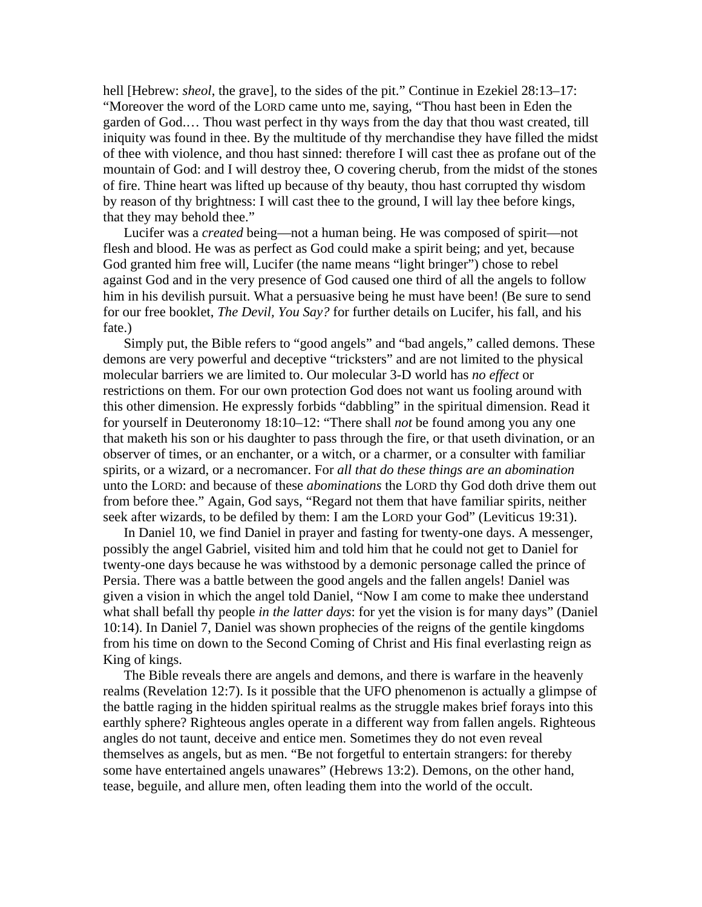hell [Hebrew: *sheol*, the grave], to the sides of the pit." Continue in Ezekiel 28:13–17: "Moreover the word of the LORD came unto me, saying, "Thou hast been in Eden the garden of God.… Thou wast perfect in thy ways from the day that thou wast created, till iniquity was found in thee. By the multitude of thy merchandise they have filled the midst of thee with violence, and thou hast sinned: therefore I will cast thee as profane out of the mountain of God: and I will destroy thee, O covering cherub, from the midst of the stones of fire. Thine heart was lifted up because of thy beauty, thou hast corrupted thy wisdom by reason of thy brightness: I will cast thee to the ground, I will lay thee before kings, that they may behold thee."

Lucifer was a *created* being—not a human being. He was composed of spirit—not flesh and blood. He was as perfect as God could make a spirit being; and yet, because God granted him free will, Lucifer (the name means "light bringer") chose to rebel against God and in the very presence of God caused one third of all the angels to follow him in his devilish pursuit. What a persuasive being he must have been! (Be sure to send for our free booklet, *The Devil, You Say?* for further details on Lucifer, his fall, and his fate.)

Simply put, the Bible refers to "good angels" and "bad angels," called demons. These demons are very powerful and deceptive "tricksters" and are not limited to the physical molecular barriers we are limited to. Our molecular 3-D world has *no effect* or restrictions on them. For our own protection God does not want us fooling around with this other dimension. He expressly forbids "dabbling" in the spiritual dimension. Read it for yourself in Deuteronomy 18:10–12: "There shall *not* be found among you any one that maketh his son or his daughter to pass through the fire, or that useth divination, or an observer of times, or an enchanter, or a witch, or a charmer, or a consulter with familiar spirits, or a wizard, or a necromancer. For *all that do these things are an abomination* unto the LORD: and because of these *abominations* the LORD thy God doth drive them out from before thee." Again, God says, "Regard not them that have familiar spirits, neither seek after wizards, to be defiled by them: I am the LORD your God" (Leviticus 19:31).

In Daniel 10, we find Daniel in prayer and fasting for twenty-one days. A messenger, possibly the angel Gabriel, visited him and told him that he could not get to Daniel for twenty-one days because he was withstood by a demonic personage called the prince of Persia. There was a battle between the good angels and the fallen angels! Daniel was given a vision in which the angel told Daniel, "Now I am come to make thee understand what shall befall thy people *in the latter days*: for yet the vision is for many days" (Daniel 10:14). In Daniel 7, Daniel was shown prophecies of the reigns of the gentile kingdoms from his time on down to the Second Coming of Christ and His final everlasting reign as King of kings.

The Bible reveals there are angels and demons, and there is warfare in the heavenly realms (Revelation 12:7). Is it possible that the UFO phenomenon is actually a glimpse of the battle raging in the hidden spiritual realms as the struggle makes brief forays into this earthly sphere? Righteous angles operate in a different way from fallen angels. Righteous angles do not taunt, deceive and entice men. Sometimes they do not even reveal themselves as angels, but as men. "Be not forgetful to entertain strangers: for thereby some have entertained angels unawares" (Hebrews 13:2). Demons, on the other hand, tease, beguile, and allure men, often leading them into the world of the occult.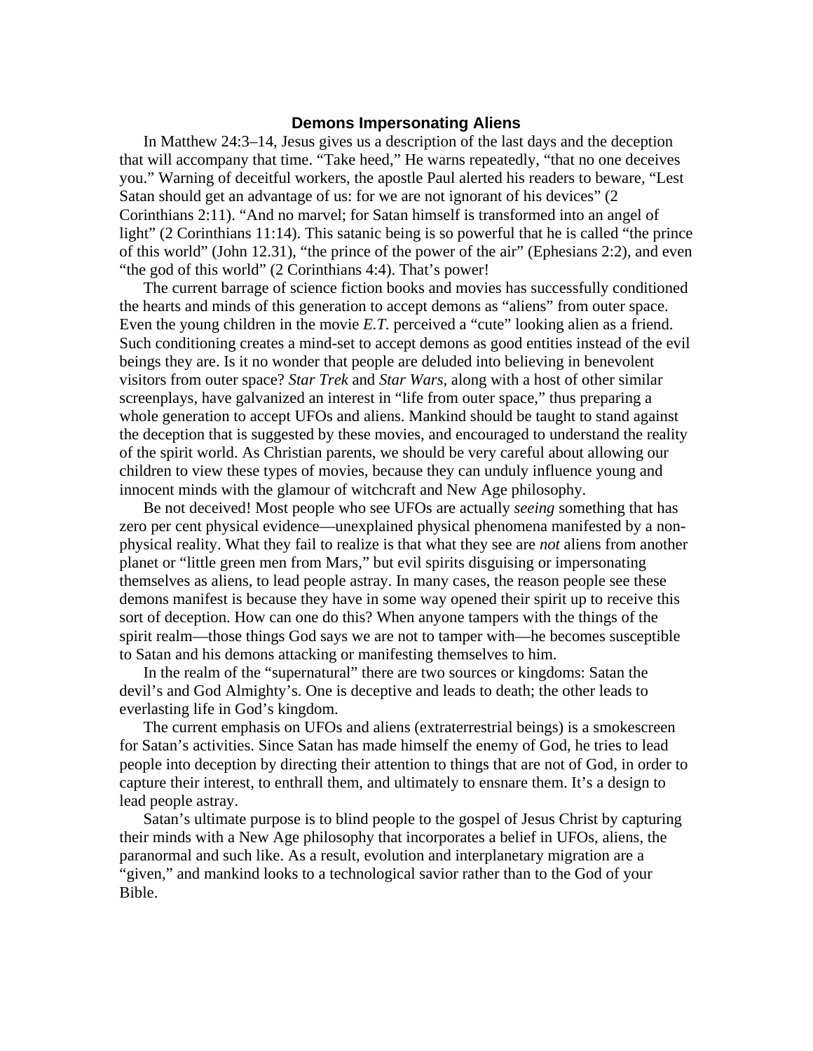## Demons Impersonating Aliens

In Matthew 24:3–14, Jesus gives us a description of the last days and the deception that will accompany that time. "Take heed," He warns repeatedly, "that no one deceives you." Warning of deceitful workers, the apostle Paul alerted his readers to beware, "Lest Satan should get an advantage of us: for we are not ignorant of his devices" (2 Corinthians 2:11). "And no marvel; for Satan himself is transformed into an angel of light" (2 Corinthians 11:14). This satanic being is so powerful that he is called "the prince of this world" (John 12.31), "the prince of the power of the air" (Ephesians 2:2), and even "the god of this world" (2 Corinthians 4:4). That's power!

The current barrage of science fiction books and movies has successfully conditioned the hearts and minds of this generation to accept demons as "aliens" from outer space. Even the young children in the movie *E.T.* perceived a "cute" looking alien as a friend. Such conditioning creates a mind-set to accept demons as good entities instead of the evil beings they are. Is it no wonder that people are deluded into believing in benevolent visitors from outer space? *Star Trek* and *Star Wars*, along with a host of other similar screenplays, have galvanized an interest in "life from outer space," thus preparing a whole generation to accept UFOs and aliens. Mankind should be taught to stand against the deception that is suggested by these movies, and encouraged to understand the reality of the spirit world. As Christian parents, we should be very careful about allowing our children to view these types of movies, because they can unduly influence young and innocent minds with the glamour of witchcraft and New Age philosophy.

Be not deceived! Most people who see UFOs are actually *seeing* something that has zero per cent physical evidence—unexplained physical phenomena manifested by a non-physical reality. What they fail to realize is that what they see are *not* aliens from another planet or "little green men from Mars," but evil spirits disguising or impersonating themselves as aliens, to lead people astray. In many cases, the reason people see these demons manifest is because they have in some way opened their spirit up to receive this sort of deception. How can one do this? When anyone tampers with the things of the spirit realm—those things God says we are not to tamper with—he becomes susceptible to Satan and his demons attacking or manifesting themselves to him.

In the realm of the "supernatural" there are two sources or kingdoms: Satan the devil's and God Almighty's. One is deceptive and leads to death; the other leads to everlasting life in God's kingdom.

The current emphasis on UFOs and aliens (extraterrestrial beings) is a smokescreen for Satan's activities. Since Satan has made himself the enemy of God, he tries to lead people into deception by directing their attention to things that are not of God, in order to capture their interest, to enthrall them, and ultimately to ensnare them. It's a design to lead people astray.

Satan's ultimate purpose is to blind people to the gospel of Jesus Christ by capturing their minds with a New Age philosophy that incorporates a belief in UFOs, aliens, the paranormal and such like. As a result, evolution and interplanetary migration are a "given," and mankind looks to a technological savior rather than to the God of your Bible.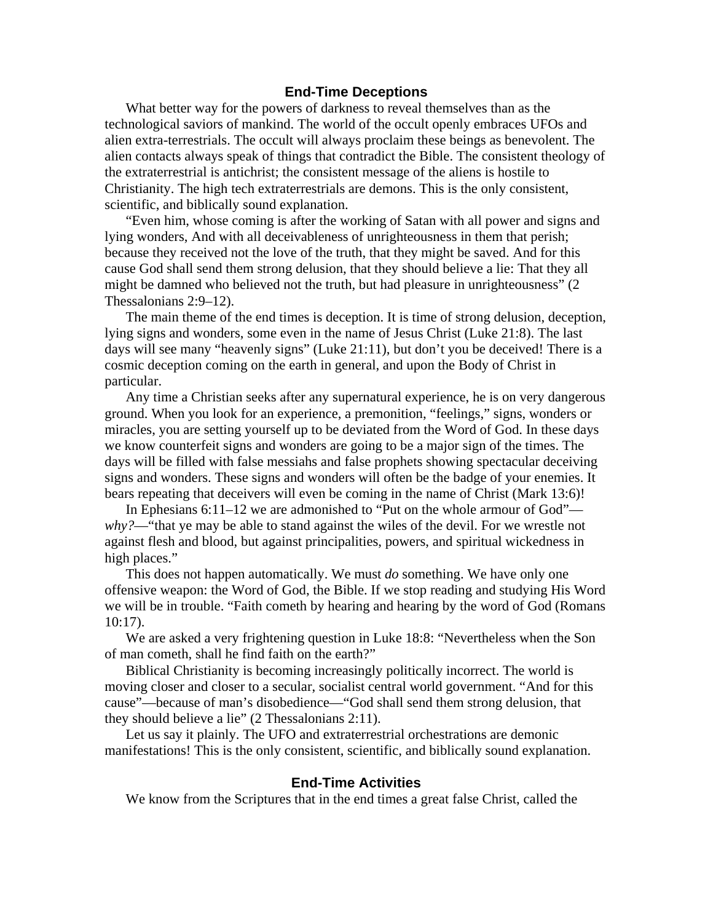## End-Time Deceptions

What better way for the powers of darkness to reveal themselves than as the technological saviors of mankind. The world of the occult openly embraces UFOs and alien extra-terrestrials. The occult will always proclaim these beings as benevolent. The alien contacts always speak of things that contradict the Bible. The consistent theology of the extraterrestrial is antichrist; the consistent message of the aliens is hostile to Christianity. The high tech extraterrestrials are demons. This is the only consistent, scientific, and biblically sound explanation.

"Even him, whose coming is after the working of Satan with all power and signs and lying wonders, And with all deceivableness of unrighteousness in them that perish; because they received not the love of the truth, that they might be saved. And for this cause God shall send them strong delusion, that they should believe a lie: That they all might be damned who believed not the truth, but had pleasure in unrighteousness" (2 Thessalonians 2:9–12).

The main theme of the end times is deception. It is time of strong delusion, deception, lying signs and wonders, some even in the name of Jesus Christ (Luke 21:8). The last days will see many "heavenly signs" (Luke 21:11), but don't you be deceived! There is a cosmic deception coming on the earth in general, and upon the Body of Christ in particular.

Any time a Christian seeks after any supernatural experience, he is on very dangerous ground. When you look for an experience, a premonition, "feelings," signs, wonders or miracles, you are setting yourself up to be deviated from the Word of God. In these days we know counterfeit signs and wonders are going to be a major sign of the times. The days will be filled with false messiahs and false prophets showing spectacular deceiving signs and wonders. These signs and wonders will often be the badge of your enemies. It bears repeating that deceivers will even be coming in the name of Christ (Mark 13:6)!

In Ephesians 6:11–12 we are admonished to "Put on the whole armour of God"—*why?*—"that ye may be able to stand against the wiles of the devil. For we wrestle not against flesh and blood, but against principalities, powers, and spiritual wickedness in high places."

This does not happen automatically. We must *do* something. We have only one offensive weapon: the Word of God, the Bible. If we stop reading and studying His Word we will be in trouble. "Faith cometh by hearing and hearing by the word of God (Romans 10:17).

We are asked a very frightening question in Luke 18:8: "Nevertheless when the Son of man cometh, shall he find faith on the earth?"

Biblical Christianity is becoming increasingly politically incorrect. The world is moving closer and closer to a secular, socialist central world government. "And for this cause"—because of man's disobedience—"God shall send them strong delusion, that they should believe a lie" (2 Thessalonians 2:11).

Let us say it plainly. The UFO and extraterrestrial orchestrations are demonic manifestations! This is the only consistent, scientific, and biblically sound explanation.

## End-Time Activities

We know from the Scriptures that in the end times a great false Christ, called the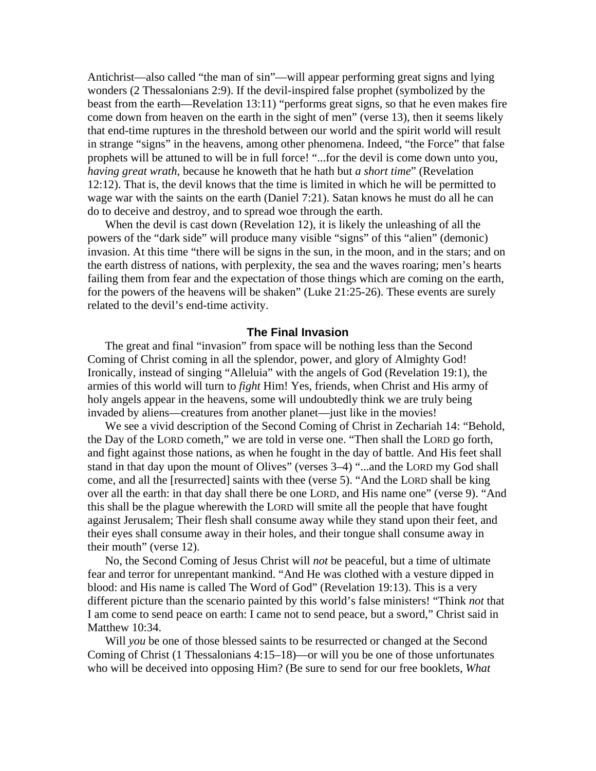Antichrist—also called "the man of sin"—will appear performing great signs and lying wonders (2 Thessalonians 2:9). If the devil-inspired false prophet (symbolized by the beast from the earth—Revelation 13:11) "performs great signs, so that he even makes fire come down from heaven on the earth in the sight of men" (verse 13), then it seems likely that end-time ruptures in the threshold between our world and the spirit world will result in strange "signs" in the heavens, among other phenomena. Indeed, "the Force" that false prophets will be attuned to will be in full force! "...for the devil is come down unto you, *having great wrath*, because he knoweth that he hath but *a short time*" (Revelation 12:12). That is, the devil knows that the time is limited in which he will be permitted to wage war with the saints on the earth (Daniel 7:21). Satan knows he must do all he can do to deceive and destroy, and to spread woe through the earth.

When the devil is cast down (Revelation 12), it is likely the unleashing of all the powers of the "dark side" will produce many visible "signs" of this "alien" (demonic) invasion. At this time "there will be signs in the sun, in the moon, and in the stars; and on the earth distress of nations, with perplexity, the sea and the waves roaring; men's hearts failing them from fear and the expectation of those things which are coming on the earth, for the powers of the heavens will be shaken" (Luke 21:25-26). These events are surely related to the devil's end-time activity.

## The Final Invasion

The great and final "invasion" from space will be nothing less than the Second Coming of Christ coming in all the splendor, power, and glory of Almighty God! Ironically, instead of singing "Alleluia" with the angels of God (Revelation 19:1), the armies of this world will turn to *fight* Him! Yes, friends, when Christ and His army of holy angels appear in the heavens, some will undoubtedly think we are truly being invaded by aliens—creatures from another planet—just like in the movies!

We see a vivid description of the Second Coming of Christ in Zechariah 14: "Behold, the Day of the LORD cometh," we are told in verse one. "Then shall the LORD go forth, and fight against those nations, as when he fought in the day of battle. And His feet shall stand in that day upon the mount of Olives" (verses 3–4) "...and the LORD my God shall come, and all the [resurrected] saints with thee (verse 5). "And the LORD shall be king over all the earth: in that day shall there be one LORD, and His name one" (verse 9). "And this shall be the plague wherewith the LORD will smite all the people that have fought against Jerusalem; Their flesh shall consume away while they stand upon their feet, and their eyes shall consume away in their holes, and their tongue shall consume away in their mouth" (verse 12).

No, the Second Coming of Jesus Christ will *not* be peaceful, but a time of ultimate fear and terror for unrepentant mankind. "And He was clothed with a vesture dipped in blood: and His name is called The Word of God" (Revelation 19:13). This is a very different picture than the scenario painted by this world's false ministers! "Think *not* that I am come to send peace on earth: I came not to send peace, but a sword," Christ said in Matthew 10:34.

Will *you* be one of those blessed saints to be resurrected or changed at the Second Coming of Christ (1 Thessalonians 4:15–18)—or will you be one of those unfortunates who will be deceived into opposing Him? (Be sure to send for our free booklets, *What*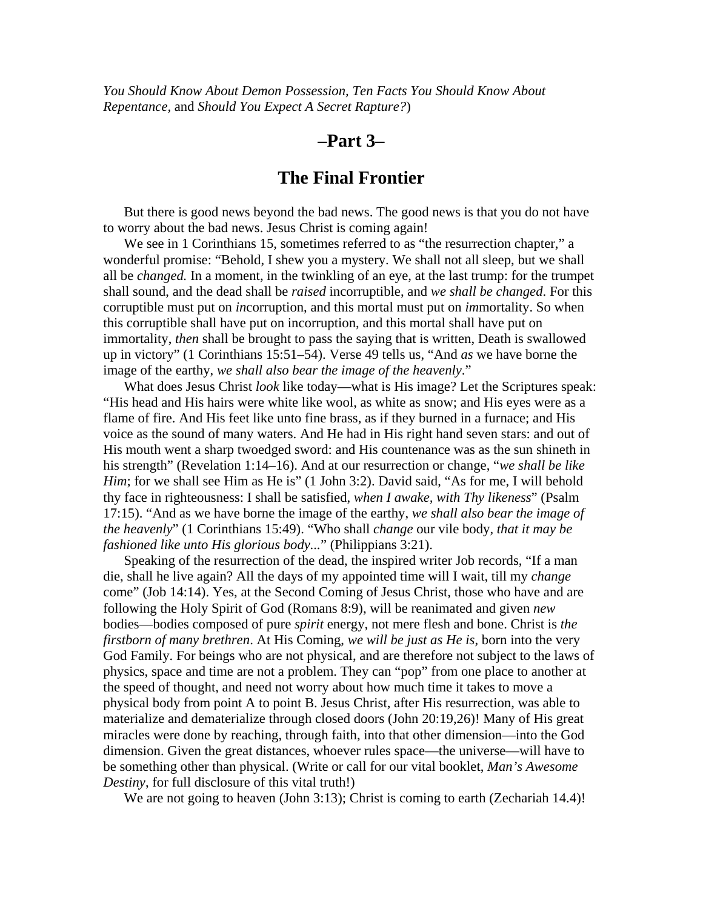*You Should Know About Demon Possession, Ten Facts You Should Know About Repentance,* and *Should You Expect A Secret Rapture?*)

## –Part 3–

## The Final Frontier

But there is good news beyond the bad news. The good news is that you do not have to worry about the bad news. Jesus Christ is coming again!

We see in 1 Corinthians 15, sometimes referred to as "the resurrection chapter," a wonderful promise: "Behold, I shew you a mystery. We shall not all sleep, but we shall all be *changed.* In a moment, in the twinkling of an eye, at the last trump: for the trumpet shall sound, and the dead shall be *raised* incorruptible, and *we shall be changed*. For this corruptible must put on *in*corruption, and this mortal must put on *im*mortality. So when this corruptible shall have put on incorruption, and this mortal shall have put on immortality, *then* shall be brought to pass the saying that is written, Death is swallowed up in victory" (1 Corinthians 15:51–54). Verse 49 tells us, "And *as* we have borne the image of the earthy, *we shall also bear the image of the heavenly*."

What does Jesus Christ *look* like today—what is His image? Let the Scriptures speak: "His head and His hairs were white like wool, as white as snow; and His eyes were as a flame of fire. And His feet like unto fine brass, as if they burned in a furnace; and His voice as the sound of many waters. And He had in His right hand seven stars: and out of His mouth went a sharp twoedged sword: and His countenance was as the sun shineth in his strength" (Revelation 1:14–16). And at our resurrection or change, "*we shall be like Him*; for we shall see Him as He is" (1 John 3:2). David said, "As for me, I will behold thy face in righteousness: I shall be satisfied, *when I awake, with Thy likeness*" (Psalm 17:15). "And as we have borne the image of the earthy, *we shall also bear the image of the heavenly*" (1 Corinthians 15:49). "Who shall *change* our vile body, *that it may be fashioned like unto His glorious body*..." (Philippians 3:21).

Speaking of the resurrection of the dead, the inspired writer Job records, "If a man die, shall he live again? All the days of my appointed time will I wait, till my *change* come" (Job 14:14). Yes, at the Second Coming of Jesus Christ, those who have and are following the Holy Spirit of God (Romans 8:9), will be reanimated and given *new* bodies—bodies composed of pure *spirit* energy, not mere flesh and bone. Christ is *the firstborn of many brethren*. At His Coming, *we will be just as He is*, born into the very God Family. For beings who are not physical, and are therefore not subject to the laws of physics, space and time are not a problem. They can "pop" from one place to another at the speed of thought, and need not worry about how much time it takes to move a physical body from point A to point B. Jesus Christ, after His resurrection, was able to materialize and dematerialize through closed doors (John 20:19,26)! Many of His great miracles were done by reaching, through faith, into that other dimension—into the God dimension. Given the great distances, whoever rules space—the universe—will have to be something other than physical. (Write or call for our vital booklet, *Man's Awesome Destiny*, for full disclosure of this vital truth!)

We are not going to heaven (John 3:13); Christ is coming to earth (Zechariah 14.4)!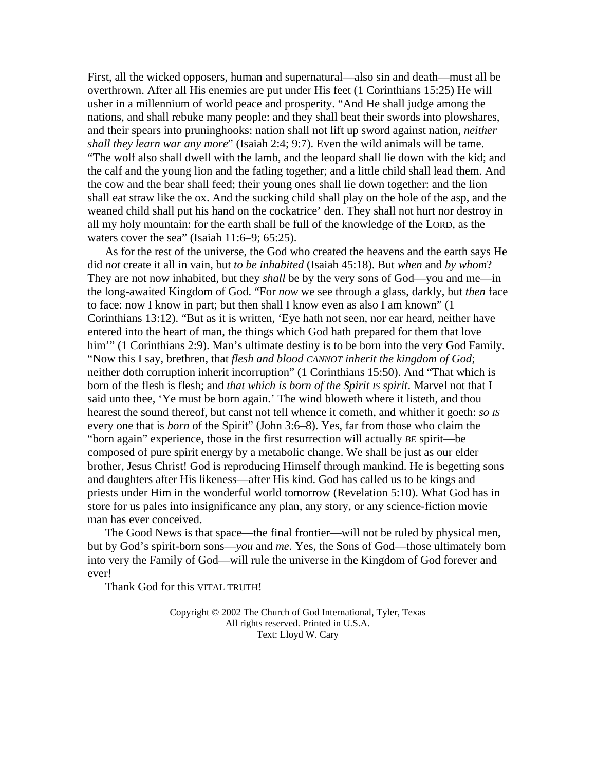First, all the wicked opposers, human and supernatural—also sin and death—must all be overthrown. After all His enemies are put under His feet (1 Corinthians 15:25) He will usher in a millennium of world peace and prosperity. "And He shall judge among the nations, and shall rebuke many people: and they shall beat their swords into plowshares, and their spears into pruninghooks: nation shall not lift up sword against nation, *neither shall they learn war any more*" (Isaiah 2:4; 9:7). Even the wild animals will be tame. "The wolf also shall dwell with the lamb, and the leopard shall lie down with the kid; and the calf and the young lion and the fatling together; and a little child shall lead them. And the cow and the bear shall feed; their young ones shall lie down together: and the lion shall eat straw like the ox. And the sucking child shall play on the hole of the asp, and the weaned child shall put his hand on the cockatrice' den. They shall not hurt nor destroy in all my holy mountain: for the earth shall be full of the knowledge of the LORD, as the waters cover the sea" (Isaiah 11:6–9; 65:25).

As for the rest of the universe, the God who created the heavens and the earth says He did *not* create it all in vain, but *to be inhabited* (Isaiah 45:18). But *when* and *by whom*? They are not now inhabited, but they *shall* be by the very sons of God—you and me—in the long-awaited Kingdom of God. "For *now* we see through a glass, darkly, but *then* face to face: now I know in part; but then shall I know even as also I am known" (1 Corinthians 13:12). "But as it is written, 'Eye hath not seen, nor ear heard, neither have entered into the heart of man, the things which God hath prepared for them that love him'" (1 Corinthians 2:9). Man's ultimate destiny is to be born into the very God Family. "Now this I say, brethren, that *flesh and blood CANNOT inherit the kingdom of God*; neither doth corruption inherit incorruption" (1 Corinthians 15:50). And "That which is born of the flesh is flesh; and *that which is born of the Spirit IS spirit*. Marvel not that I said unto thee, 'Ye must be born again.' The wind bloweth where it listeth, and thou hearest the sound thereof, but canst not tell whence it cometh, and whither it goeth: *so IS* every one that is *born* of the Spirit" (John 3:6–8). Yes, far from those who claim the "born again" experience, those in the first resurrection will actually *BE* spirit—be composed of pure spirit energy by a metabolic change. We shall be just as our elder brother, Jesus Christ! God is reproducing Himself through mankind. He is begetting sons and daughters after His likeness—after His kind. God has called us to be kings and priests under Him in the wonderful world tomorrow (Revelation 5:10). What God has in store for us pales into insignificance any plan, any story, or any science-fiction movie man has ever conceived.

The Good News is that space—the final frontier—will not be ruled by physical men, but by God's spirit-born sons—*you* and *me.* Yes, the Sons of God—those ultimately born into very the Family of God—will rule the universe in the Kingdom of God forever and ever!

Thank God for this VITAL TRUTH!

Copyright © 2002 The Church of God International, Tyler, Texas
All rights reserved. Printed in U.S.A.
Text: Lloyd W. Cary